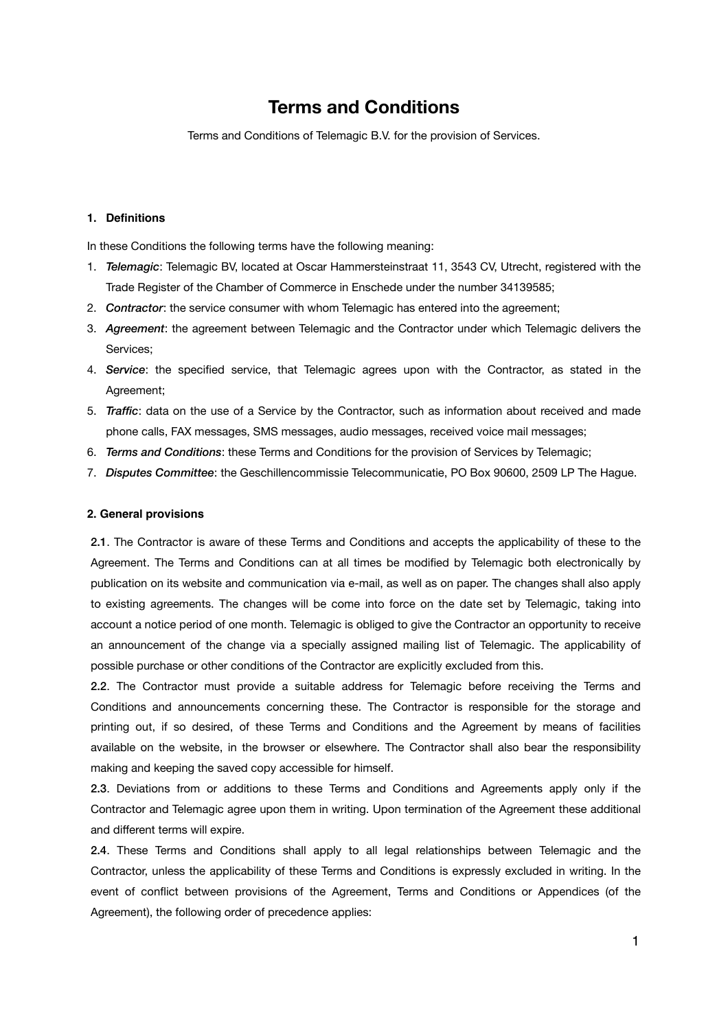# Terms and Conditions

Terms and Conditions of Telemagic B.V. for the provision of Services.

### 1. Definitions

In these Conditions the following terms have the following meaning:

1. ***Telemagic***: Telemagic BV, located at Oscar Hammersteinstraat 11, 3543 CV, Utrecht, registered with the Trade Register of the Chamber of Commerce in Enschede under the number 34139585;
2. ***Contractor***: the service consumer with whom Telemagic has entered into the agreement;
3. ***Agreement***: the agreement between Telemagic and the Contractor under which Telemagic delivers the Services;
4. ***Service***: the specified service, that Telemagic agrees upon with the Contractor, as stated in the Agreement;
5. ***Traffic***: data on the use of a Service by the Contractor, such as information about received and made phone calls, FAX messages, SMS messages, audio messages, received voice mail messages;
6. ***Terms and Conditions***: these Terms and Conditions for the provision of Services by Telemagic;
7. ***Disputes Committee***: the Geschillencommissie Telecommunicatie, PO Box 90600, 2509 LP The Hague.

### 2. General provisions

**2.1**. The Contractor is aware of these Terms and Conditions and accepts the applicability of these to the Agreement. The Terms and Conditions can at all times be modified by Telemagic both electronically by publication on its website and communication via e-mail, as well as on paper. The changes shall also apply to existing agreements. The changes will be come into force on the date set by Telemagic, taking into account a notice period of one month. Telemagic is obliged to give the Contractor an opportunity to receive an announcement of the change via a specially assigned mailing list of Telemagic. The applicability of possible purchase or other conditions of the Contractor are explicitly excluded from this.

**2.2**. The Contractor must provide a suitable address for Telemagic before receiving the Terms and Conditions and announcements concerning these. The Contractor is responsible for the storage and printing out, if so desired, of these Terms and Conditions and the Agreement by means of facilities available on the website, in the browser or elsewhere. The Contractor shall also bear the responsibility making and keeping the saved copy accessible for himself.

**2.3**. Deviations from or additions to these Terms and Conditions and Agreements apply only if the Contractor and Telemagic agree upon them in writing. Upon termination of the Agreement these additional and different terms will expire.

**2.4**. These Terms and Conditions shall apply to all legal relationships between Telemagic and the Contractor, unless the applicability of these Terms and Conditions is expressly excluded in writing. In the event of conflict between provisions of the Agreement, Terms and Conditions or Appendices (of the Agreement), the following order of precedence applies: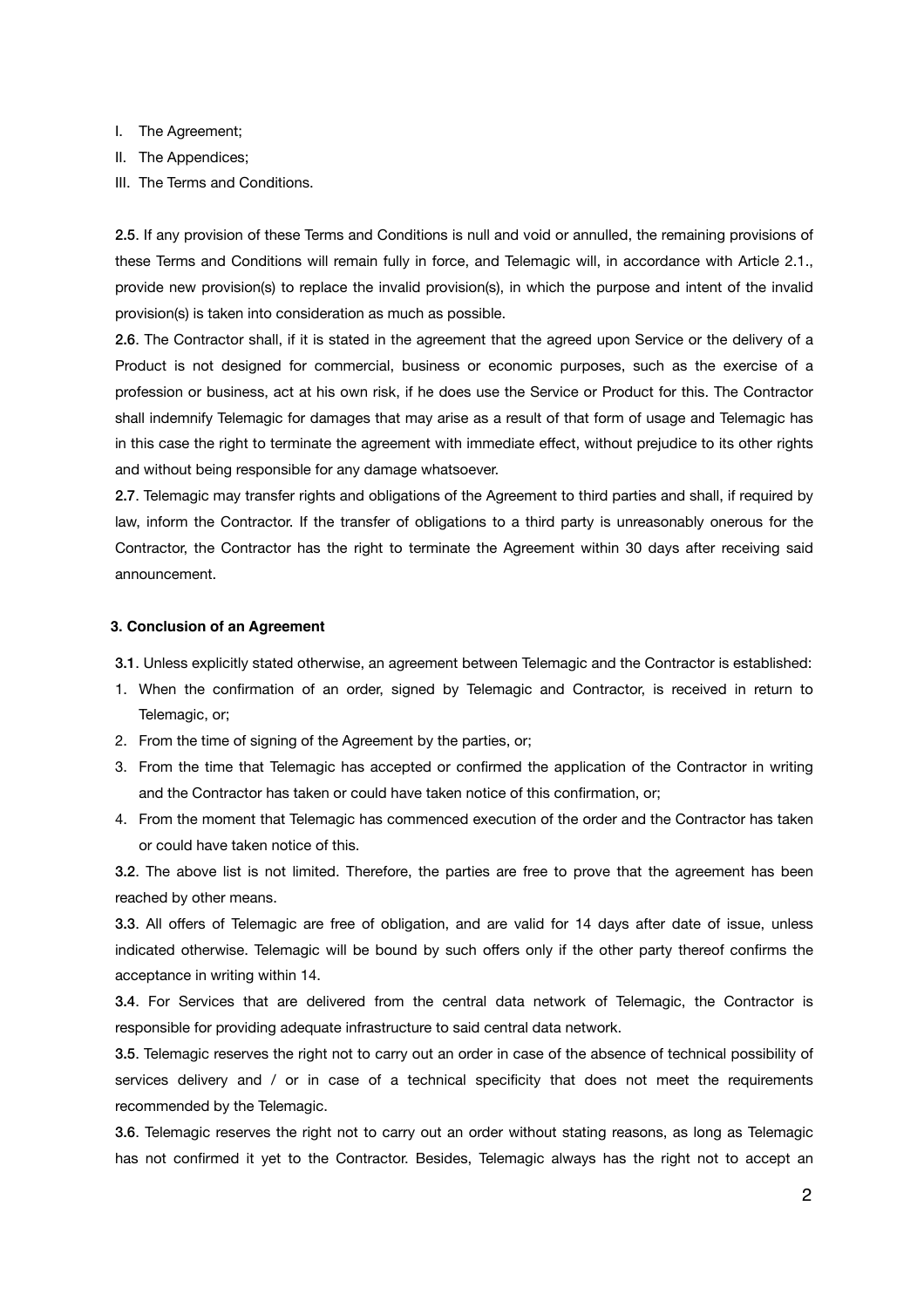I. The Agreement;
II. The Appendices;
III. The Terms and Conditions.

**2.5**. If any provision of these Terms and Conditions is null and void or annulled, the remaining provisions of these Terms and Conditions will remain fully in force, and Telemagic will, in accordance with Article 2.1., provide new provision(s) to replace the invalid provision(s), in which the purpose and intent of the invalid provision(s) is taken into consideration as much as possible.

**2.6**. The Contractor shall, if it is stated in the agreement that the agreed upon Service or the delivery of a Product is not designed for commercial, business or economic purposes, such as the exercise of a profession or business, act at his own risk, if he does use the Service or Product for this. The Contractor shall indemnify Telemagic for damages that may arise as a result of that form of usage and Telemagic has in this case the right to terminate the agreement with immediate effect, without prejudice to its other rights and without being responsible for any damage whatsoever.

**2.7**. Telemagic may transfer rights and obligations of the Agreement to third parties and shall, if required by law, inform the Contractor. If the transfer of obligations to a third party is unreasonably onerous for the Contractor, the Contractor has the right to terminate the Agreement within 30 days after receiving said announcement.

### 3. Conclusion of an Agreement

**3.1**. Unless explicitly stated otherwise, an agreement between Telemagic and the Contractor is established:

1. When the confirmation of an order, signed by Telemagic and Contractor, is received in return to Telemagic, or;
2. From the time of signing of the Agreement by the parties, or;
3. From the time that Telemagic has accepted or confirmed the application of the Contractor in writing and the Contractor has taken or could have taken notice of this confirmation, or;
4. From the moment that Telemagic has commenced execution of the order and the Contractor has taken or could have taken notice of this.

**3.2**. The above list is not limited. Therefore, the parties are free to prove that the agreement has been reached by other means.

**3.3**. All offers of Telemagic are free of obligation, and are valid for 14 days after date of issue, unless indicated otherwise. Telemagic will be bound by such offers only if the other party thereof confirms the acceptance in writing within 14.

**3.4**. For Services that are delivered from the central data network of Telemagic, the Contractor is responsible for providing adequate infrastructure to said central data network.

**3.5**. Telemagic reserves the right not to carry out an order in case of the absence of technical possibility of services delivery and / or in case of a technical specificity that does not meet the requirements recommended by the Telemagic.

**3.6**. Telemagic reserves the right not to carry out an order without stating reasons, as long as Telemagic has not confirmed it yet to the Contractor. Besides, Telemagic always has the right not to accept an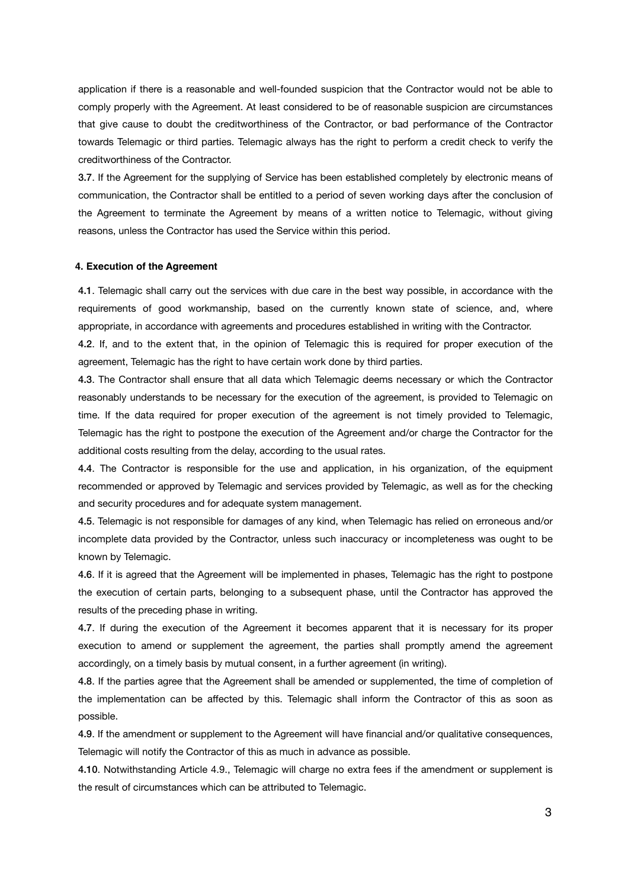application if there is a reasonable and well-founded suspicion that the Contractor would not be able to comply properly with the Agreement. At least considered to be of reasonable suspicion are circumstances that give cause to doubt the creditworthiness of the Contractor, or bad performance of the Contractor towards Telemagic or third parties. Telemagic always has the right to perform a credit check to verify the creditworthiness of the Contractor.

**3.7**. If the Agreement for the supplying of Service has been established completely by electronic means of communication, the Contractor shall be entitled to a period of seven working days after the conclusion of the Agreement to terminate the Agreement by means of a written notice to Telemagic, without giving reasons, unless the Contractor has used the Service within this period.

#### 4. Execution of the Agreement

**4.1**. Telemagic shall carry out the services with due care in the best way possible, in accordance with the requirements of good workmanship, based on the currently known state of science, and, where appropriate, in accordance with agreements and procedures established in writing with the Contractor.

**4.2**. If, and to the extent that, in the opinion of Telemagic this is required for proper execution of the agreement, Telemagic has the right to have certain work done by third parties.

**4.3**. The Contractor shall ensure that all data which Telemagic deems necessary or which the Contractor reasonably understands to be necessary for the execution of the agreement, is provided to Telemagic on time. If the data required for proper execution of the agreement is not timely provided to Telemagic, Telemagic has the right to postpone the execution of the Agreement and/or charge the Contractor for the additional costs resulting from the delay, according to the usual rates.

**4.4**. The Contractor is responsible for the use and application, in his organization, of the equipment recommended or approved by Telemagic and services provided by Telemagic, as well as for the checking and security procedures and for adequate system management.

**4.5**. Telemagic is not responsible for damages of any kind, when Telemagic has relied on erroneous and/or incomplete data provided by the Contractor, unless such inaccuracy or incompleteness was ought to be known by Telemagic.

**4.6**. If it is agreed that the Agreement will be implemented in phases, Telemagic has the right to postpone the execution of certain parts, belonging to a subsequent phase, until the Contractor has approved the results of the preceding phase in writing.

**4.7**. If during the execution of the Agreement it becomes apparent that it is necessary for its proper execution to amend or supplement the agreement, the parties shall promptly amend the agreement accordingly, on a timely basis by mutual consent, in a further agreement (in writing).

**4.8**. If the parties agree that the Agreement shall be amended or supplemented, the time of completion of the implementation can be affected by this. Telemagic shall inform the Contractor of this as soon as possible.

**4.9**. If the amendment or supplement to the Agreement will have financial and/or qualitative consequences, Telemagic will notify the Contractor of this as much in advance as possible.

**4.10**. Notwithstanding Article 4.9., Telemagic will charge no extra fees if the amendment or supplement is the result of circumstances which can be attributed to Telemagic.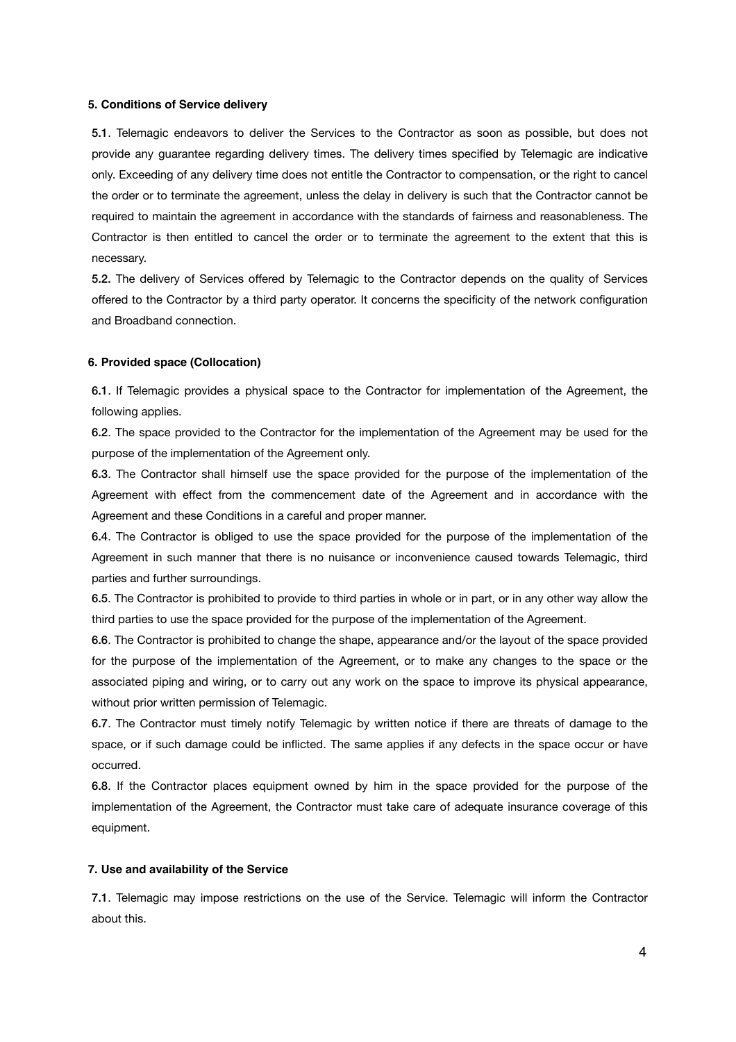**5. Conditions of Service delivery**

**5.1**. Telemagic endeavors to deliver the Services to the Contractor as soon as possible, but does not provide any guarantee regarding delivery times. The delivery times specified by Telemagic are indicative only. Exceeding of any delivery time does not entitle the Contractor to compensation, or the right to cancel the order or to terminate the agreement, unless the delay in delivery is such that the Contractor cannot be required to maintain the agreement in accordance with the standards of fairness and reasonableness. The Contractor is then entitled to cancel the order or to terminate the agreement to the extent that this is necessary.

**5.2.** The delivery of Services offered by Telemagic to the Contractor depends on the quality of Services offered to the Contractor by a third party operator. It concerns the specificity of the network configuration and Broadband connection.

**6. Provided space (Collocation)**

**6.1**. If Telemagic provides a physical space to the Contractor for implementation of the Agreement, the following applies.

**6.2**. The space provided to the Contractor for the implementation of the Agreement may be used for the purpose of the implementation of the Agreement only.

**6.3**. The Contractor shall himself use the space provided for the purpose of the implementation of the Agreement with effect from the commencement date of the Agreement and in accordance with the Agreement and these Conditions in a careful and proper manner.

**6.4**. The Contractor is obliged to use the space provided for the purpose of the implementation of the Agreement in such manner that there is no nuisance or inconvenience caused towards Telemagic, third parties and further surroundings.

**6.5**. The Contractor is prohibited to provide to third parties in whole or in part, or in any other way allow the third parties to use the space provided for the purpose of the implementation of the Agreement.

**6.6**. The Contractor is prohibited to change the shape, appearance and/or the layout of the space provided for the purpose of the implementation of the Agreement, or to make any changes to the space or the associated piping and wiring, or to carry out any work on the space to improve its physical appearance, without prior written permission of Telemagic.

**6.7**. The Contractor must timely notify Telemagic by written notice if there are threats of damage to the space, or if such damage could be inflicted. The same applies if any defects in the space occur or have occurred.

**6.8**. If the Contractor places equipment owned by him in the space provided for the purpose of the implementation of the Agreement, the Contractor must take care of adequate insurance coverage of this equipment.

**7. Use and availability of the Service**

**7.1**. Telemagic may impose restrictions on the use of the Service. Telemagic will inform the Contractor about this.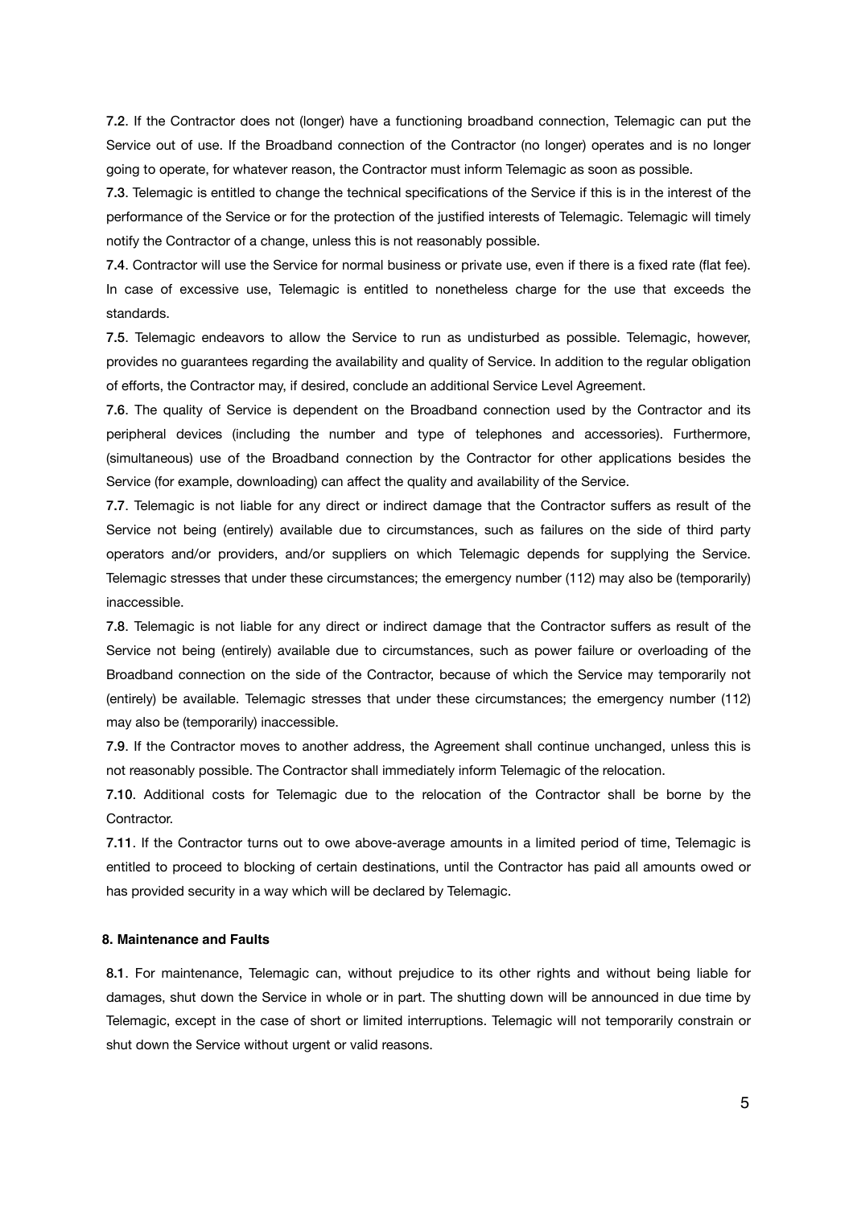**7.2**. If the Contractor does not (longer) have a functioning broadband connection, Telemagic can put the Service out of use. If the Broadband connection of the Contractor (no longer) operates and is no longer going to operate, for whatever reason, the Contractor must inform Telemagic as soon as possible.

**7.3**. Telemagic is entitled to change the technical specifications of the Service if this is in the interest of the performance of the Service or for the protection of the justified interests of Telemagic. Telemagic will timely notify the Contractor of a change, unless this is not reasonably possible.

**7.4**. Contractor will use the Service for normal business or private use, even if there is a fixed rate (flat fee). In case of excessive use, Telemagic is entitled to nonetheless charge for the use that exceeds the standards.

**7.5**. Telemagic endeavors to allow the Service to run as undisturbed as possible. Telemagic, however, provides no guarantees regarding the availability and quality of Service. In addition to the regular obligation of efforts, the Contractor may, if desired, conclude an additional Service Level Agreement.

**7.6**. The quality of Service is dependent on the Broadband connection used by the Contractor and its peripheral devices (including the number and type of telephones and accessories). Furthermore, (simultaneous) use of the Broadband connection by the Contractor for other applications besides the Service (for example, downloading) can affect the quality and availability of the Service.

**7.7**. Telemagic is not liable for any direct or indirect damage that the Contractor suffers as result of the Service not being (entirely) available due to circumstances, such as failures on the side of third party operators and/or providers, and/or suppliers on which Telemagic depends for supplying the Service. Telemagic stresses that under these circumstances; the emergency number (112) may also be (temporarily) inaccessible.

**7.8**. Telemagic is not liable for any direct or indirect damage that the Contractor suffers as result of the Service not being (entirely) available due to circumstances, such as power failure or overloading of the Broadband connection on the side of the Contractor, because of which the Service may temporarily not (entirely) be available. Telemagic stresses that under these circumstances; the emergency number (112) may also be (temporarily) inaccessible.

**7.9**. If the Contractor moves to another address, the Agreement shall continue unchanged, unless this is not reasonably possible. The Contractor shall immediately inform Telemagic of the relocation.

**7.10**. Additional costs for Telemagic due to the relocation of the Contractor shall be borne by the Contractor.

**7.11**. If the Contractor turns out to owe above-average amounts in a limited period of time, Telemagic is entitled to proceed to blocking of certain destinations, until the Contractor has paid all amounts owed or has provided security in a way which will be declared by Telemagic.

### 8. Maintenance and Faults

**8.1**. For maintenance, Telemagic can, without prejudice to its other rights and without being liable for damages, shut down the Service in whole or in part. The shutting down will be announced in due time by Telemagic, except in the case of short or limited interruptions. Telemagic will not temporarily constrain or shut down the Service without urgent or valid reasons.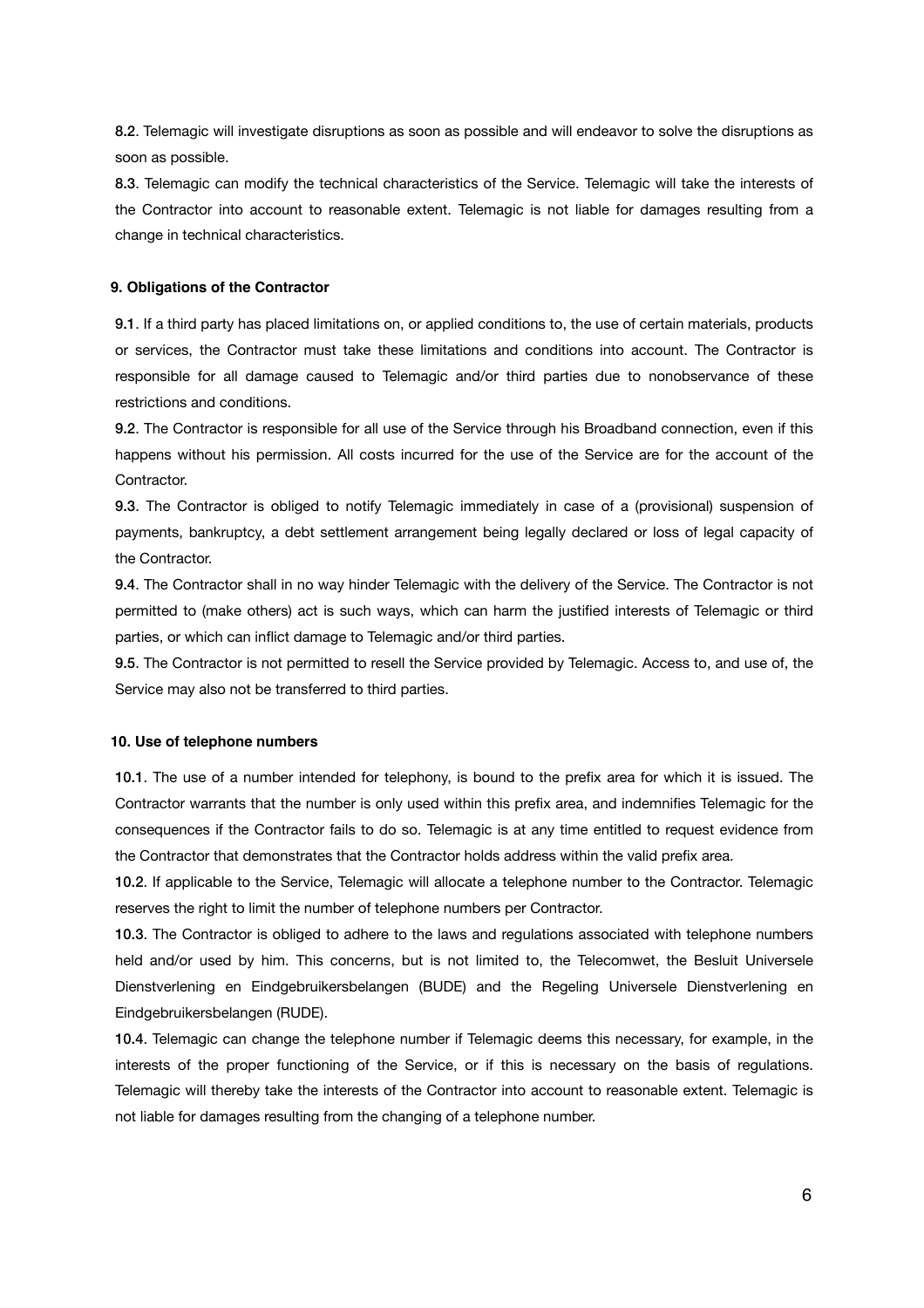**8.2**. Telemagic will investigate disruptions as soon as possible and will endeavor to solve the disruptions as soon as possible.

**8.3**. Telemagic can modify the technical characteristics of the Service. Telemagic will take the interests of the Contractor into account to reasonable extent. Telemagic is not liable for damages resulting from a change in technical characteristics.

### 9. Obligations of the Contractor

**9.1**. If a third party has placed limitations on, or applied conditions to, the use of certain materials, products or services, the Contractor must take these limitations and conditions into account. The Contractor is responsible for all damage caused to Telemagic and/or third parties due to nonobservance of these restrictions and conditions.

**9.2**. The Contractor is responsible for all use of the Service through his Broadband connection, even if this happens without his permission. All costs incurred for the use of the Service are for the account of the Contractor.

**9.3**. The Contractor is obliged to notify Telemagic immediately in case of a (provisional) suspension of payments, bankruptcy, a debt settlement arrangement being legally declared or loss of legal capacity of the Contractor.

**9.4**. The Contractor shall in no way hinder Telemagic with the delivery of the Service. The Contractor is not permitted to (make others) act is such ways, which can harm the justified interests of Telemagic or third parties, or which can inflict damage to Telemagic and/or third parties.

**9.5**. The Contractor is not permitted to resell the Service provided by Telemagic. Access to, and use of, the Service may also not be transferred to third parties.

### 10. Use of telephone numbers

**10.1**. The use of a number intended for telephony, is bound to the prefix area for which it is issued. The Contractor warrants that the number is only used within this prefix area, and indemnifies Telemagic for the consequences if the Contractor fails to do so. Telemagic is at any time entitled to request evidence from the Contractor that demonstrates that the Contractor holds address within the valid prefix area.

**10.2**. If applicable to the Service, Telemagic will allocate a telephone number to the Contractor. Telemagic reserves the right to limit the number of telephone numbers per Contractor.

**10.3**. The Contractor is obliged to adhere to the laws and regulations associated with telephone numbers held and/or used by him. This concerns, but is not limited to, the Telecomwet, the Besluit Universele Dienstverlening en Eindgebruikersbelangen (BUDE) and the Regeling Universele Dienstverlening en Eindgebruikersbelangen (RUDE).

**10.4**. Telemagic can change the telephone number if Telemagic deems this necessary, for example, in the interests of the proper functioning of the Service, or if this is necessary on the basis of regulations. Telemagic will thereby take the interests of the Contractor into account to reasonable extent. Telemagic is not liable for damages resulting from the changing of a telephone number.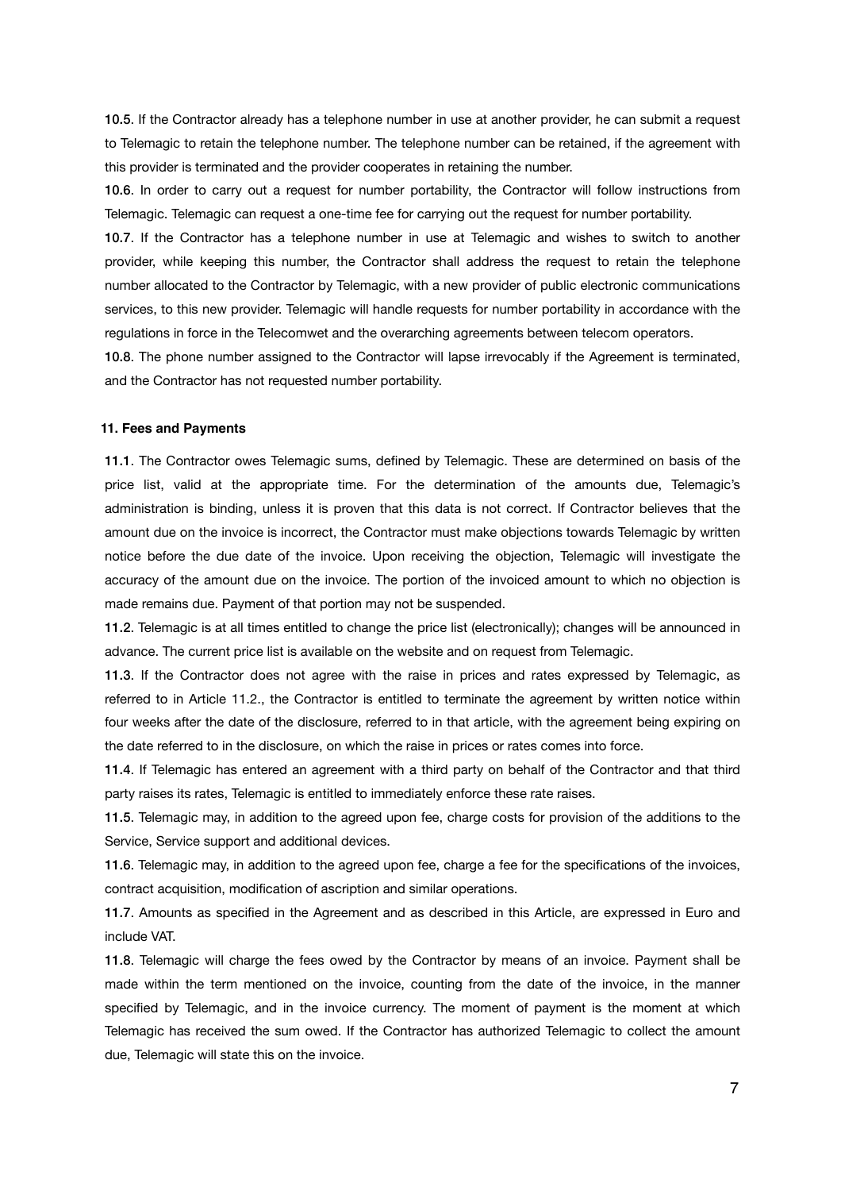**10.5**. If the Contractor already has a telephone number in use at another provider, he can submit a request to Telemagic to retain the telephone number. The telephone number can be retained, if the agreement with this provider is terminated and the provider cooperates in retaining the number.

**10.6**. In order to carry out a request for number portability, the Contractor will follow instructions from Telemagic. Telemagic can request a one-time fee for carrying out the request for number portability.

**10.7**. If the Contractor has a telephone number in use at Telemagic and wishes to switch to another provider, while keeping this number, the Contractor shall address the request to retain the telephone number allocated to the Contractor by Telemagic, with a new provider of public electronic communications services, to this new provider. Telemagic will handle requests for number portability in accordance with the regulations in force in the Telecomwet and the overarching agreements between telecom operators.

**10.8**. The phone number assigned to the Contractor will lapse irrevocably if the Agreement is terminated, and the Contractor has not requested number portability.

### 11. Fees and Payments

**11.1**. The Contractor owes Telemagic sums, defined by Telemagic. These are determined on basis of the price list, valid at the appropriate time. For the determination of the amounts due, Telemagic's administration is binding, unless it is proven that this data is not correct. If Contractor believes that the amount due on the invoice is incorrect, the Contractor must make objections towards Telemagic by written notice before the due date of the invoice. Upon receiving the objection, Telemagic will investigate the accuracy of the amount due on the invoice. The portion of the invoiced amount to which no objection is made remains due. Payment of that portion may not be suspended.

**11.2**. Telemagic is at all times entitled to change the price list (electronically); changes will be announced in advance. The current price list is available on the website and on request from Telemagic.

**11.3**. If the Contractor does not agree with the raise in prices and rates expressed by Telemagic, as referred to in Article 11.2., the Contractor is entitled to terminate the agreement by written notice within four weeks after the date of the disclosure, referred to in that article, with the agreement being expiring on the date referred to in the disclosure, on which the raise in prices or rates comes into force.

**11.4**. If Telemagic has entered an agreement with a third party on behalf of the Contractor and that third party raises its rates, Telemagic is entitled to immediately enforce these rate raises.

**11.5**. Telemagic may, in addition to the agreed upon fee, charge costs for provision of the additions to the Service, Service support and additional devices.

**11.6**. Telemagic may, in addition to the agreed upon fee, charge a fee for the specifications of the invoices, contract acquisition, modification of ascription and similar operations.

**11.7**. Amounts as specified in the Agreement and as described in this Article, are expressed in Euro and include VAT.

**11.8**. Telemagic will charge the fees owed by the Contractor by means of an invoice. Payment shall be made within the term mentioned on the invoice, counting from the date of the invoice, in the manner specified by Telemagic, and in the invoice currency. The moment of payment is the moment at which Telemagic has received the sum owed. If the Contractor has authorized Telemagic to collect the amount due, Telemagic will state this on the invoice.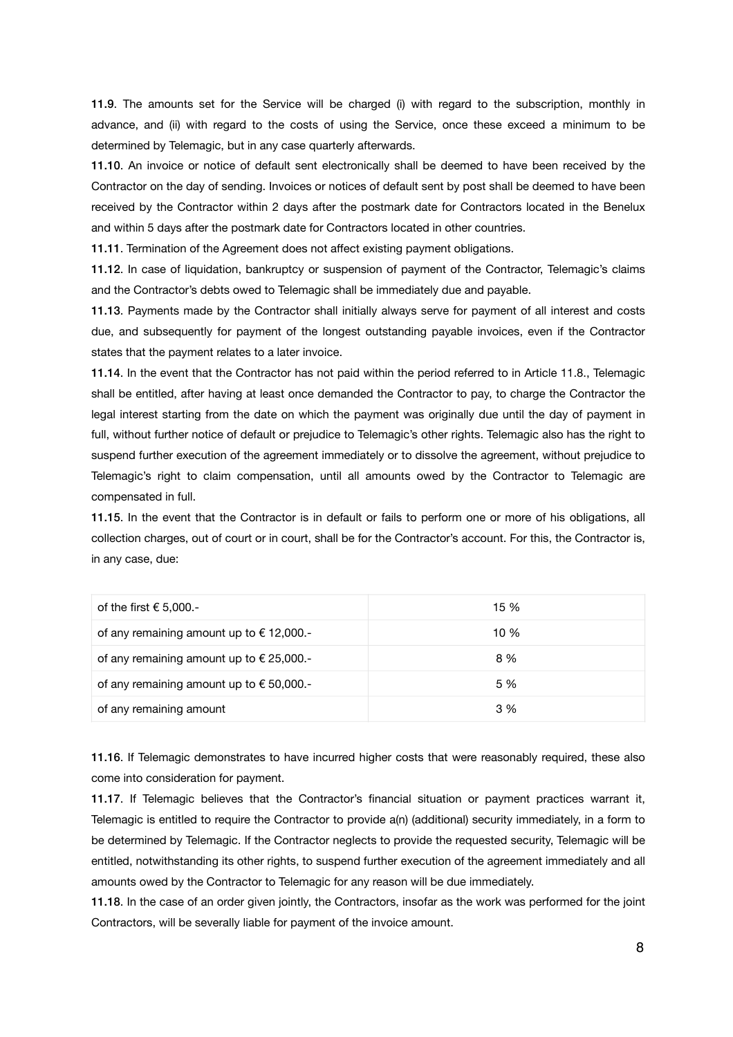**11.9**. The amounts set for the Service will be charged (i) with regard to the subscription, monthly in advance, and (ii) with regard to the costs of using the Service, once these exceed a minimum to be determined by Telemagic, but in any case quarterly afterwards.

**11.10**. An invoice or notice of default sent electronically shall be deemed to have been received by the Contractor on the day of sending. Invoices or notices of default sent by post shall be deemed to have been received by the Contractor within 2 days after the postmark date for Contractors located in the Benelux and within 5 days after the postmark date for Contractors located in other countries.

**11.11**. Termination of the Agreement does not affect existing payment obligations.

**11.12**. In case of liquidation, bankruptcy or suspension of payment of the Contractor, Telemagic's claims and the Contractor's debts owed to Telemagic shall be immediately due and payable.

**11.13**. Payments made by the Contractor shall initially always serve for payment of all interest and costs due, and subsequently for payment of the longest outstanding payable invoices, even if the Contractor states that the payment relates to a later invoice.

**11.14**. In the event that the Contractor has not paid within the period referred to in Article 11.8., Telemagic shall be entitled, after having at least once demanded the Contractor to pay, to charge the Contractor the legal interest starting from the date on which the payment was originally due until the day of payment in full, without further notice of default or prejudice to Telemagic's other rights. Telemagic also has the right to suspend further execution of the agreement immediately or to dissolve the agreement, without prejudice to Telemagic's right to claim compensation, until all amounts owed by the Contractor to Telemagic are compensated in full.

**11.15**. In the event that the Contractor is in default or fails to perform one or more of his obligations, all collection charges, out of court or in court, shall be for the Contractor's account. For this, the Contractor is, in any case, due:

| | |
|---|---|
| of the first € 5,000.- | 15 % |
| of any remaining amount up to € 12,000.- | 10 % |
| of any remaining amount up to € 25,000.- | 8 % |
| of any remaining amount up to € 50,000.- | 5 % |
| of any remaining amount | 3 % |

**11.16**. If Telemagic demonstrates to have incurred higher costs that were reasonably required, these also come into consideration for payment.

**11.17**. If Telemagic believes that the Contractor's financial situation or payment practices warrant it, Telemagic is entitled to require the Contractor to provide a(n) (additional) security immediately, in a form to be determined by Telemagic. If the Contractor neglects to provide the requested security, Telemagic will be entitled, notwithstanding its other rights, to suspend further execution of the agreement immediately and all amounts owed by the Contractor to Telemagic for any reason will be due immediately.

**11.18**. In the case of an order given jointly, the Contractors, insofar as the work was performed for the joint Contractors, will be severally liable for payment of the invoice amount.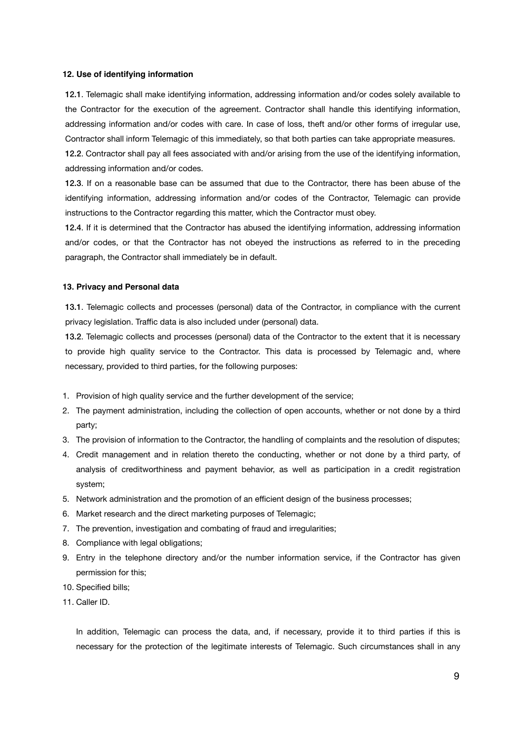**12. Use of identifying information**

**12.1**. Telemagic shall make identifying information, addressing information and/or codes solely available to the Contractor for the execution of the agreement. Contractor shall handle this identifying information, addressing information and/or codes with care. In case of loss, theft and/or other forms of irregular use, Contractor shall inform Telemagic of this immediately, so that both parties can take appropriate measures.

**12.2**. Contractor shall pay all fees associated with and/or arising from the use of the identifying information, addressing information and/or codes.

**12.3**. If on a reasonable base can be assumed that due to the Contractor, there has been abuse of the identifying information, addressing information and/or codes of the Contractor, Telemagic can provide instructions to the Contractor regarding this matter, which the Contractor must obey.

**12.4**. If it is determined that the Contractor has abused the identifying information, addressing information and/or codes, or that the Contractor has not obeyed the instructions as referred to in the preceding paragraph, the Contractor shall immediately be in default.

**13. Privacy and Personal data**

**13.1**. Telemagic collects and processes (personal) data of the Contractor, in compliance with the current privacy legislation. Traffic data is also included under (personal) data.

**13.2**. Telemagic collects and processes (personal) data of the Contractor to the extent that it is necessary to provide high quality service to the Contractor. This data is processed by Telemagic and, where necessary, provided to third parties, for the following purposes:

1. Provision of high quality service and the further development of the service;
2. The payment administration, including the collection of open accounts, whether or not done by a third party;
3. The provision of information to the Contractor, the handling of complaints and the resolution of disputes;
4. Credit management and in relation thereto the conducting, whether or not done by a third party, of analysis of creditworthiness and payment behavior, as well as participation in a credit registration system;
5. Network administration and the promotion of an efficient design of the business processes;
6. Market research and the direct marketing purposes of Telemagic;
7. The prevention, investigation and combating of fraud and irregularities;
8. Compliance with legal obligations;
9. Entry in the telephone directory and/or the number information service, if the Contractor has given permission for this;
10. Specified bills;
11. Caller ID.

In addition, Telemagic can process the data, and, if necessary, provide it to third parties if this is necessary for the protection of the legitimate interests of Telemagic. Such circumstances shall in any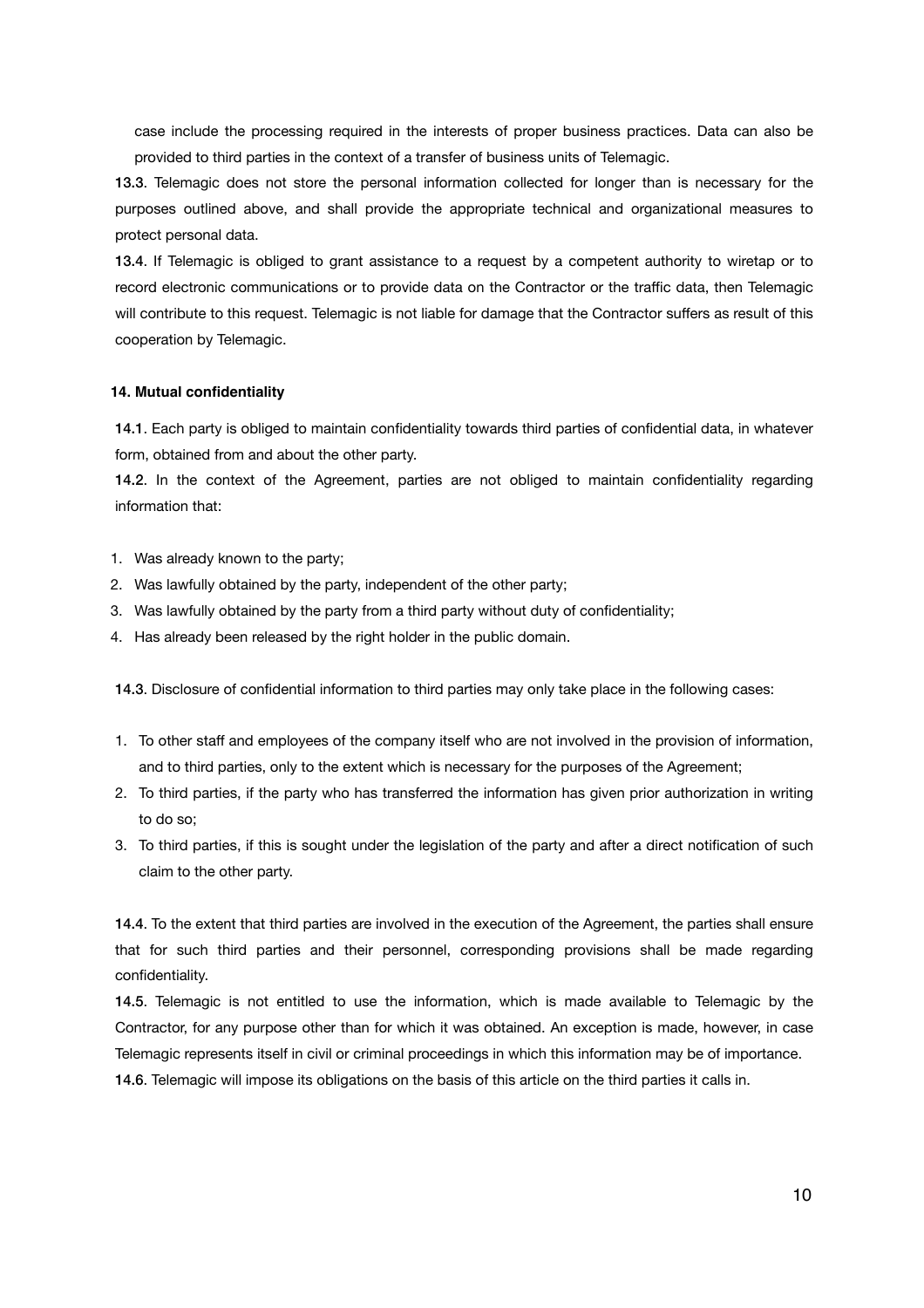case include the processing required in the interests of proper business practices. Data can also be provided to third parties in the context of a transfer of business units of Telemagic.

**13.3**. Telemagic does not store the personal information collected for longer than is necessary for the purposes outlined above, and shall provide the appropriate technical and organizational measures to protect personal data.

**13.4**. If Telemagic is obliged to grant assistance to a request by a competent authority to wiretap or to record electronic communications or to provide data on the Contractor or the traffic data, then Telemagic will contribute to this request. Telemagic is not liable for damage that the Contractor suffers as result of this cooperation by Telemagic.

### 14. Mutual confidentiality

**14.1**. Each party is obliged to maintain confidentiality towards third parties of confidential data, in whatever form, obtained from and about the other party.

**14.2**. In the context of the Agreement, parties are not obliged to maintain confidentiality regarding information that:

1. Was already known to the party;
2. Was lawfully obtained by the party, independent of the other party;
3. Was lawfully obtained by the party from a third party without duty of confidentiality;
4. Has already been released by the right holder in the public domain.

**14.3**. Disclosure of confidential information to third parties may only take place in the following cases:

1. To other staff and employees of the company itself who are not involved in the provision of information, and to third parties, only to the extent which is necessary for the purposes of the Agreement;
2. To third parties, if the party who has transferred the information has given prior authorization in writing to do so;
3. To third parties, if this is sought under the legislation of the party and after a direct notification of such claim to the other party.

**14.4**. To the extent that third parties are involved in the execution of the Agreement, the parties shall ensure that for such third parties and their personnel, corresponding provisions shall be made regarding confidentiality.

**14.5**. Telemagic is not entitled to use the information, which is made available to Telemagic by the Contractor, for any purpose other than for which it was obtained. An exception is made, however, in case Telemagic represents itself in civil or criminal proceedings in which this information may be of importance.

**14.6**. Telemagic will impose its obligations on the basis of this article on the third parties it calls in.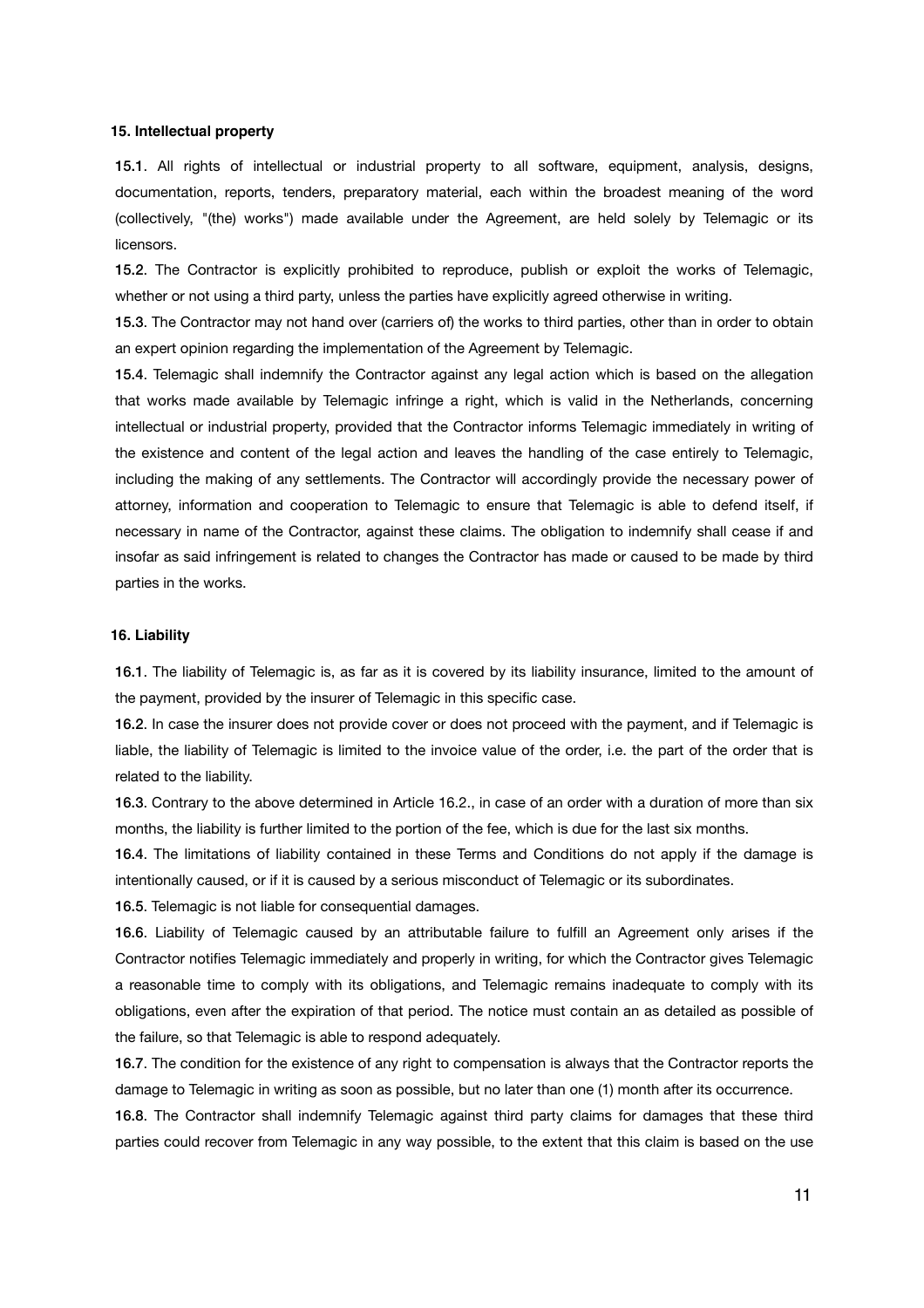## 15. Intellectual property

**15.1**. All rights of intellectual or industrial property to all software, equipment, analysis, designs, documentation, reports, tenders, preparatory material, each within the broadest meaning of the word (collectively, "(the) works") made available under the Agreement, are held solely by Telemagic or its licensors.

**15.2**. The Contractor is explicitly prohibited to reproduce, publish or exploit the works of Telemagic, whether or not using a third party, unless the parties have explicitly agreed otherwise in writing.

**15.3**. The Contractor may not hand over (carriers of) the works to third parties, other than in order to obtain an expert opinion regarding the implementation of the Agreement by Telemagic.

**15.4**. Telemagic shall indemnify the Contractor against any legal action which is based on the allegation that works made available by Telemagic infringe a right, which is valid in the Netherlands, concerning intellectual or industrial property, provided that the Contractor informs Telemagic immediately in writing of the existence and content of the legal action and leaves the handling of the case entirely to Telemagic, including the making of any settlements. The Contractor will accordingly provide the necessary power of attorney, information and cooperation to Telemagic to ensure that Telemagic is able to defend itself, if necessary in name of the Contractor, against these claims. The obligation to indemnify shall cease if and insofar as said infringement is related to changes the Contractor has made or caused to be made by third parties in the works.

## 16. Liability

**16.1**. The liability of Telemagic is, as far as it is covered by its liability insurance, limited to the amount of the payment, provided by the insurer of Telemagic in this specific case.

**16.2**. In case the insurer does not provide cover or does not proceed with the payment, and if Telemagic is liable, the liability of Telemagic is limited to the invoice value of the order, i.e. the part of the order that is related to the liability.

**16.3**. Contrary to the above determined in Article 16.2., in case of an order with a duration of more than six months, the liability is further limited to the portion of the fee, which is due for the last six months.

**16.4**. The limitations of liability contained in these Terms and Conditions do not apply if the damage is intentionally caused, or if it is caused by a serious misconduct of Telemagic or its subordinates.

**16.5**. Telemagic is not liable for consequential damages.

**16.6**. Liability of Telemagic caused by an attributable failure to fulfill an Agreement only arises if the Contractor notifies Telemagic immediately and properly in writing, for which the Contractor gives Telemagic a reasonable time to comply with its obligations, and Telemagic remains inadequate to comply with its obligations, even after the expiration of that period. The notice must contain an as detailed as possible of the failure, so that Telemagic is able to respond adequately.

**16.7**. The condition for the existence of any right to compensation is always that the Contractor reports the damage to Telemagic in writing as soon as possible, but no later than one (1) month after its occurrence.

**16.8**. The Contractor shall indemnify Telemagic against third party claims for damages that these third parties could recover from Telemagic in any way possible, to the extent that this claim is based on the use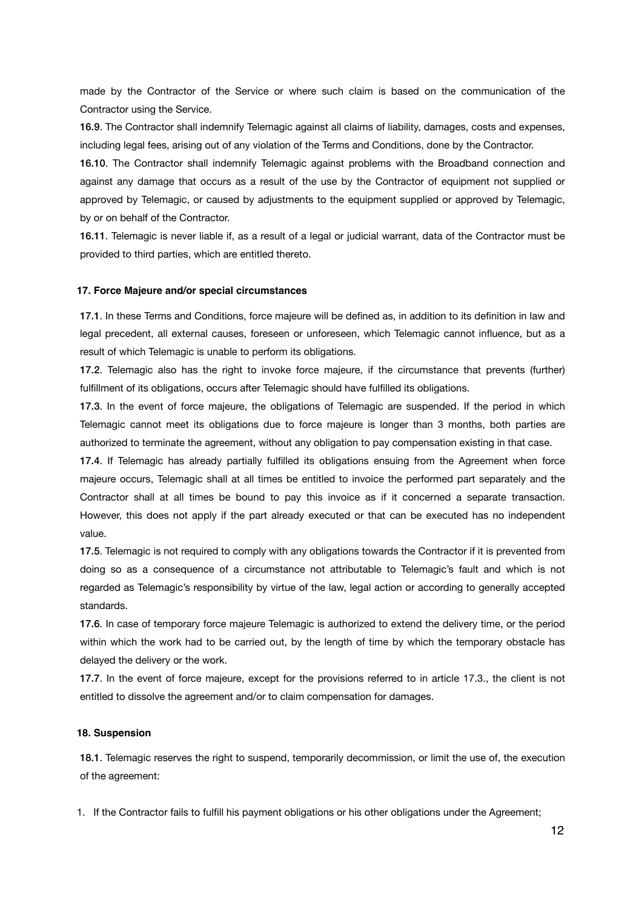made by the Contractor of the Service or where such claim is based on the communication of the Contractor using the Service.

**16.9**. The Contractor shall indemnify Telemagic against all claims of liability, damages, costs and expenses, including legal fees, arising out of any violation of the Terms and Conditions, done by the Contractor.

**16.10**. The Contractor shall indemnify Telemagic against problems with the Broadband connection and against any damage that occurs as a result of the use by the Contractor of equipment not supplied or approved by Telemagic, or caused by adjustments to the equipment supplied or approved by Telemagic, by or on behalf of the Contractor.

**16.11**. Telemagic is never liable if, as a result of a legal or judicial warrant, data of the Contractor must be provided to third parties, which are entitled thereto.

## 17. Force Majeure and/or special circumstances

**17.1**. In these Terms and Conditions, force majeure will be defined as, in addition to its definition in law and legal precedent, all external causes, foreseen or unforeseen, which Telemagic cannot influence, but as a result of which Telemagic is unable to perform its obligations.

**17.2**. Telemagic also has the right to invoke force majeure, if the circumstance that prevents (further) fulfillment of its obligations, occurs after Telemagic should have fulfilled its obligations.

**17.3**. In the event of force majeure, the obligations of Telemagic are suspended. If the period in which Telemagic cannot meet its obligations due to force majeure is longer than 3 months, both parties are authorized to terminate the agreement, without any obligation to pay compensation existing in that case.

**17.4**. If Telemagic has already partially fulfilled its obligations ensuing from the Agreement when force majeure occurs, Telemagic shall at all times be entitled to invoice the performed part separately and the Contractor shall at all times be bound to pay this invoice as if it concerned a separate transaction. However, this does not apply if the part already executed or that can be executed has no independent value.

**17.5**. Telemagic is not required to comply with any obligations towards the Contractor if it is prevented from doing so as a consequence of a circumstance not attributable to Telemagic's fault and which is not regarded as Telemagic's responsibility by virtue of the law, legal action or according to generally accepted standards.

**17.6**. In case of temporary force majeure Telemagic is authorized to extend the delivery time, or the period within which the work had to be carried out, by the length of time by which the temporary obstacle has delayed the delivery or the work.

**17.7**. In the event of force majeure, except for the provisions referred to in article 17.3., the client is not entitled to dissolve the agreement and/or to claim compensation for damages.

## 18. Suspension

**18.1**. Telemagic reserves the right to suspend, temporarily decommission, or limit the use of, the execution of the agreement:

1. If the Contractor fails to fulfill his payment obligations or his other obligations under the Agreement;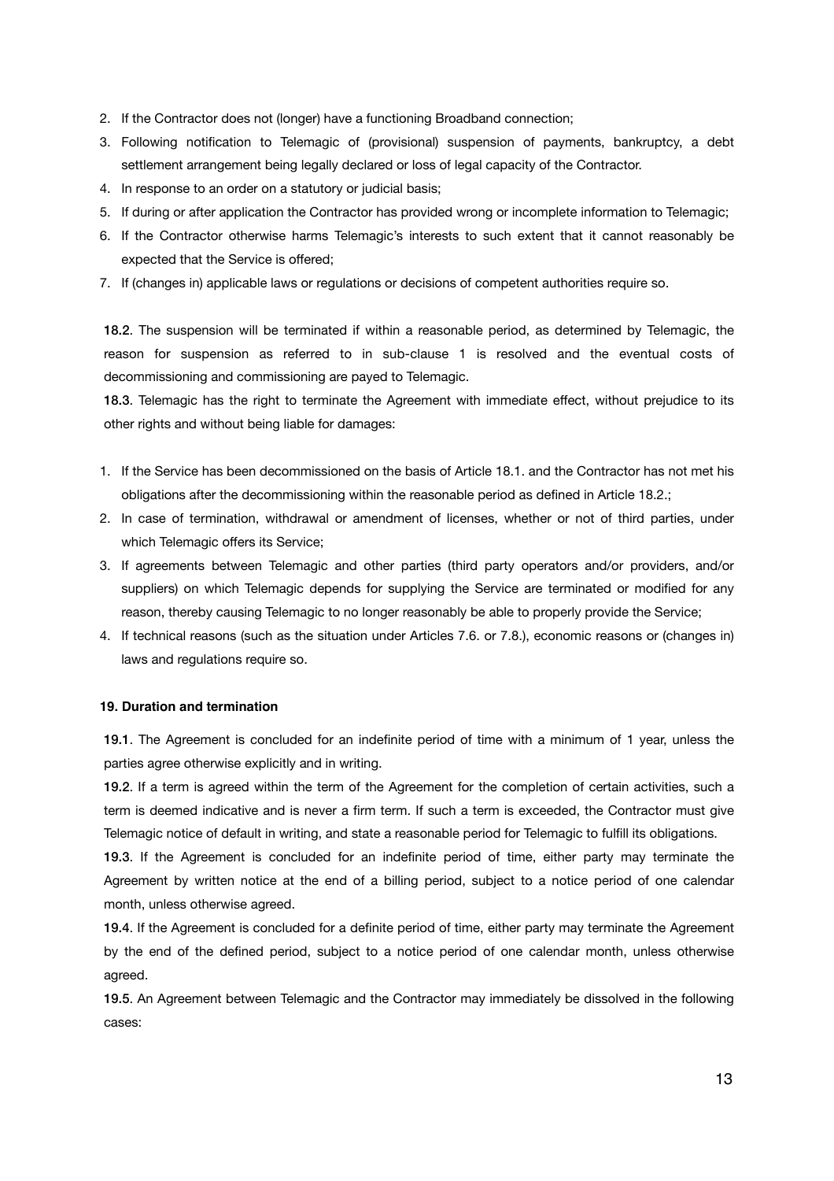2. If the Contractor does not (longer) have a functioning Broadband connection;
3. Following notification to Telemagic of (provisional) suspension of payments, bankruptcy, a debt settlement arrangement being legally declared or loss of legal capacity of the Contractor.
4. In response to an order on a statutory or judicial basis;
5. If during or after application the Contractor has provided wrong or incomplete information to Telemagic;
6. If the Contractor otherwise harms Telemagic's interests to such extent that it cannot reasonably be expected that the Service is offered;
7. If (changes in) applicable laws or regulations or decisions of competent authorities require so.

**18.2**. The suspension will be terminated if within a reasonable period, as determined by Telemagic, the reason for suspension as referred to in sub-clause 1 is resolved and the eventual costs of decommissioning and commissioning are payed to Telemagic.

**18.3**. Telemagic has the right to terminate the Agreement with immediate effect, without prejudice to its other rights and without being liable for damages:

1. If the Service has been decommissioned on the basis of Article 18.1. and the Contractor has not met his obligations after the decommissioning within the reasonable period as defined in Article 18.2.;
2. In case of termination, withdrawal or amendment of licenses, whether or not of third parties, under which Telemagic offers its Service;
3. If agreements between Telemagic and other parties (third party operators and/or providers, and/or suppliers) on which Telemagic depends for supplying the Service are terminated or modified for any reason, thereby causing Telemagic to no longer reasonably be able to properly provide the Service;
4. If technical reasons (such as the situation under Articles 7.6. or 7.8.), economic reasons or (changes in) laws and regulations require so.

**19. Duration and termination**

**19.1**. The Agreement is concluded for an indefinite period of time with a minimum of 1 year, unless the parties agree otherwise explicitly and in writing.

**19.2**. If a term is agreed within the term of the Agreement for the completion of certain activities, such a term is deemed indicative and is never a firm term. If such a term is exceeded, the Contractor must give Telemagic notice of default in writing, and state a reasonable period for Telemagic to fulfill its obligations.

**19.3**. If the Agreement is concluded for an indefinite period of time, either party may terminate the Agreement by written notice at the end of a billing period, subject to a notice period of one calendar month, unless otherwise agreed.

**19.4**. If the Agreement is concluded for a definite period of time, either party may terminate the Agreement by the end of the defined period, subject to a notice period of one calendar month, unless otherwise agreed.

**19.5**. An Agreement between Telemagic and the Contractor may immediately be dissolved in the following cases: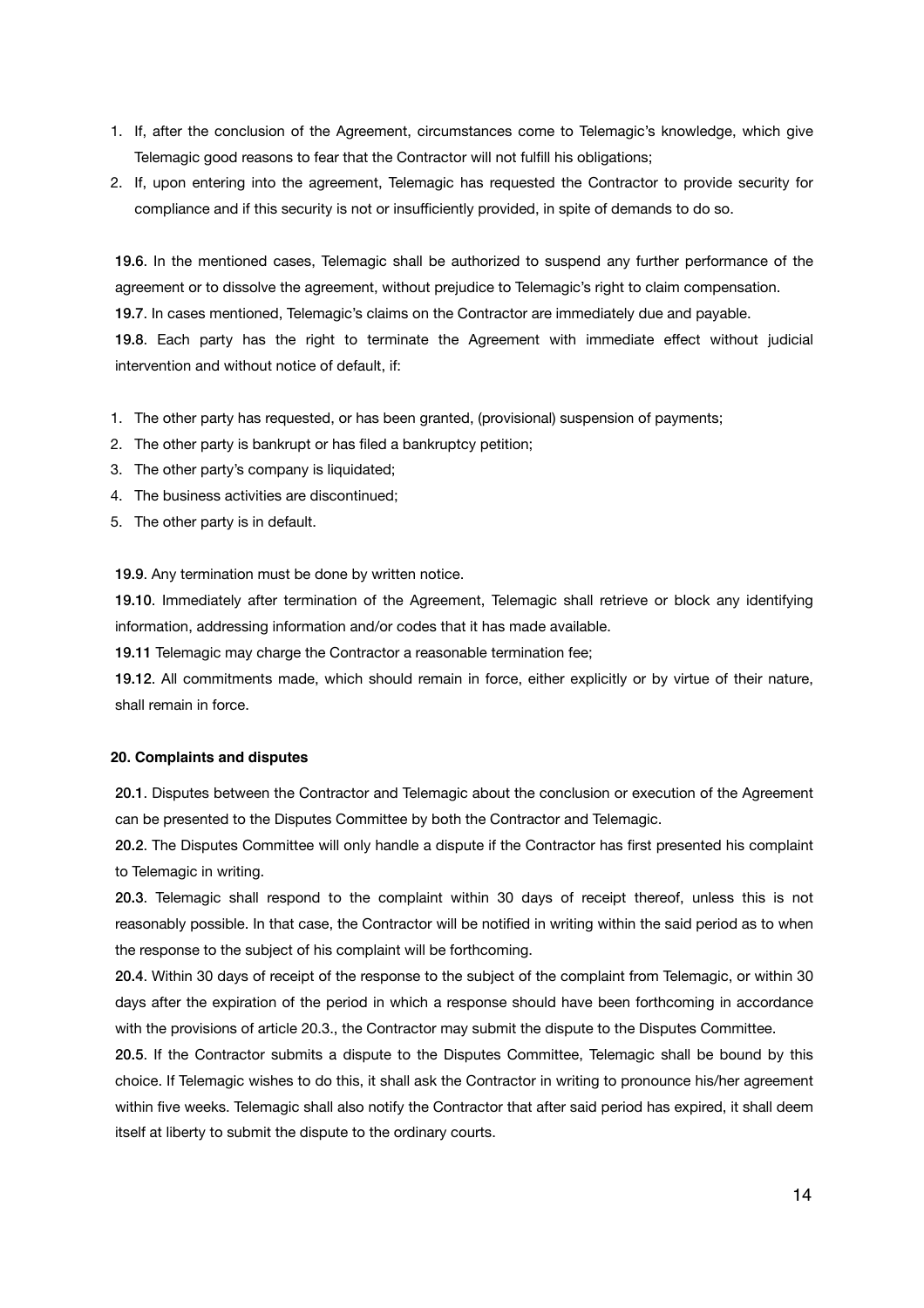1. If, after the conclusion of the Agreement, circumstances come to Telemagic's knowledge, which give Telemagic good reasons to fear that the Contractor will not fulfill his obligations;
2. If, upon entering into the agreement, Telemagic has requested the Contractor to provide security for compliance and if this security is not or insufficiently provided, in spite of demands to do so.

**19.6**. In the mentioned cases, Telemagic shall be authorized to suspend any further performance of the agreement or to dissolve the agreement, without prejudice to Telemagic's right to claim compensation.

**19.7**. In cases mentioned, Telemagic's claims on the Contractor are immediately due and payable.

**19.8**. Each party has the right to terminate the Agreement with immediate effect without judicial intervention and without notice of default, if:

1. The other party has requested, or has been granted, (provisional) suspension of payments;
2. The other party is bankrupt or has filed a bankruptcy petition;
3. The other party's company is liquidated;
4. The business activities are discontinued;
5. The other party is in default.

**19.9**. Any termination must be done by written notice.

**19.10**. Immediately after termination of the Agreement, Telemagic shall retrieve or block any identifying information, addressing information and/or codes that it has made available.

**19.11** Telemagic may charge the Contractor a reasonable termination fee;

**19.12**. All commitments made, which should remain in force, either explicitly or by virtue of their nature, shall remain in force.

#### 20. Complaints and disputes

**20.1**. Disputes between the Contractor and Telemagic about the conclusion or execution of the Agreement can be presented to the Disputes Committee by both the Contractor and Telemagic.

**20.2**. The Disputes Committee will only handle a dispute if the Contractor has first presented his complaint to Telemagic in writing.

**20.3**. Telemagic shall respond to the complaint within 30 days of receipt thereof, unless this is not reasonably possible. In that case, the Contractor will be notified in writing within the said period as to when the response to the subject of his complaint will be forthcoming.

**20.4**. Within 30 days of receipt of the response to the subject of the complaint from Telemagic, or within 30 days after the expiration of the period in which a response should have been forthcoming in accordance with the provisions of article 20.3., the Contractor may submit the dispute to the Disputes Committee.

**20.5**. If the Contractor submits a dispute to the Disputes Committee, Telemagic shall be bound by this choice. If Telemagic wishes to do this, it shall ask the Contractor in writing to pronounce his/her agreement within five weeks. Telemagic shall also notify the Contractor that after said period has expired, it shall deem itself at liberty to submit the dispute to the ordinary courts.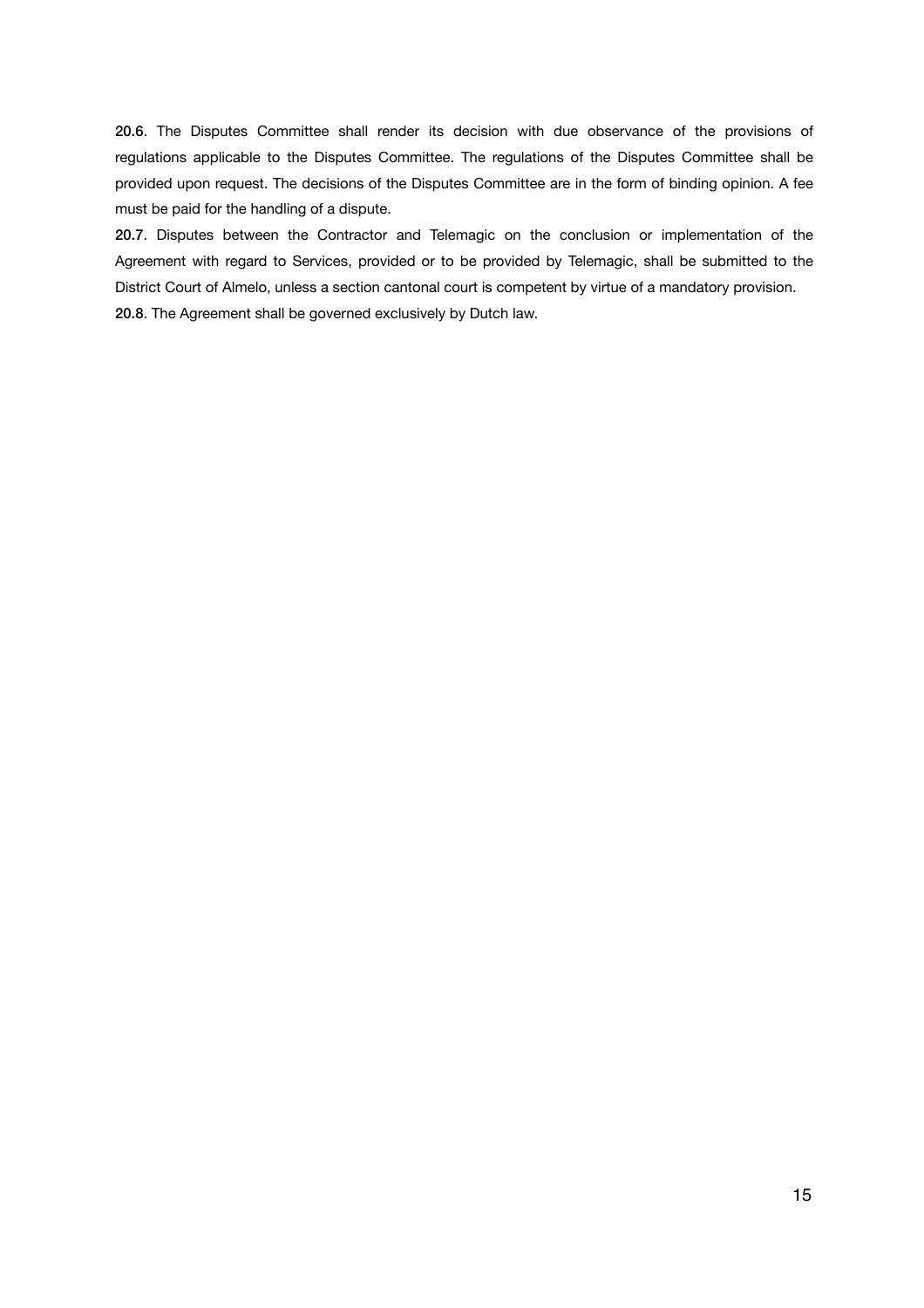**20.6**. The Disputes Committee shall render its decision with due observance of the provisions of regulations applicable to the Disputes Committee. The regulations of the Disputes Committee shall be provided upon request. The decisions of the Disputes Committee are in the form of binding opinion. A fee must be paid for the handling of a dispute.

**20.7**. Disputes between the Contractor and Telemagic on the conclusion or implementation of the Agreement with regard to Services, provided or to be provided by Telemagic, shall be submitted to the District Court of Almelo, unless a section cantonal court is competent by virtue of a mandatory provision.

**20.8**. The Agreement shall be governed exclusively by Dutch law.